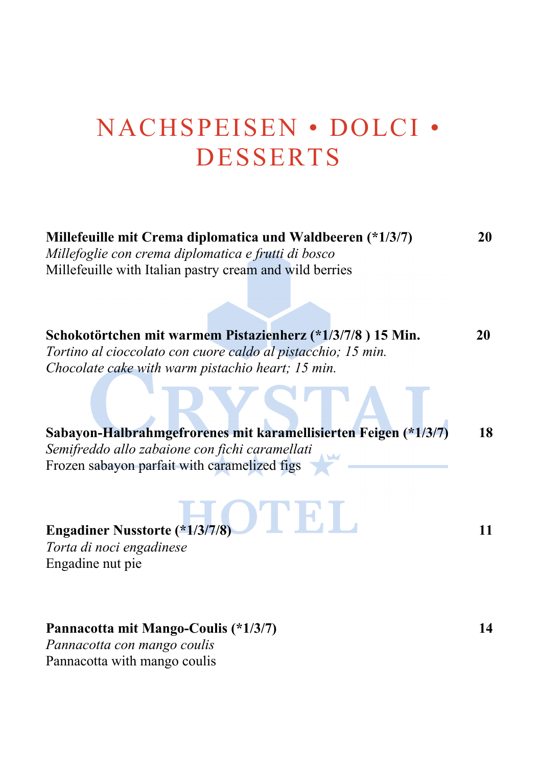# NACHSPEISEN • DOLCI • DESSERTS

**Millefeuille mit Crema diplomatica und Waldbeeren (*1/3/7)** **20**
*Millefoglie con crema diplomatica e frutti di bosco*
Millefeuille with Italian pastry cream and wild berries

**Schokotörtchen mit warmem Pistazienherz (*1/3/7/8 ) 15 Min.** **20**
*Tortino al cioccolato con cuore caldo al pistacchio; 15 min.*
*Chocolate cake with warm pistachio heart; 15 min.*

**Sabayon-Halbrahmgefrorenes mit karamellisierten Feigen (*1/3/7)** **18**
*Semifreddo allo zabaione con fichi caramellati*
Frozen sabayon parfait with caramelized figs

**Engadiner Nusstorte (*1/3/7/8)** **11**
*Torta di noci engadinese*
Engadine nut pie

**Pannacotta mit Mango-Coulis (*1/3/7)** **14**
*Pannacotta con mango coulis*
Pannacotta with mango coulis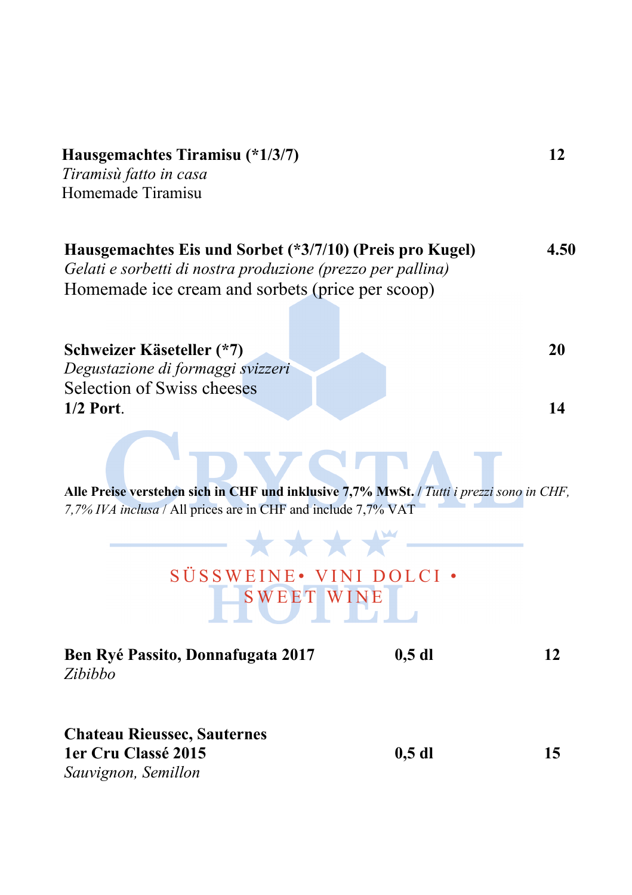**Hausgemachtes Tiramisu (*1/3/7)** **12**
*Tiramisù fatto in casa*
Homemade Tiramisu

**Hausgemachtes Eis und Sorbet (*3/7/10) (Preis pro Kugel)** **4.50**
*Gelati e sorbetti di nostra produzione (prezzo per pallina)*
Homemade ice cream and sorbets (price per scoop)

**Schweizer Käseteller (*7)** **20**
*Degustazione di formaggi svizzeri*
Selection of Swiss cheeses
**1/2 Port**. **14**

**Alle Preise verstehen sich in CHF und inklusive 7,7% MwSt.** / *Tutti i prezzi sono in CHF, 7,7% IVA inclusa* / All prices are in CHF and include 7,7% VAT

## SÜSSWEINE• VINI DOLCI • SWEET WINE

| | | |
|---|---|---|
| **Ben Ryé Passito, Donnafugata 2017**<br>*Zibibbo* | **0,5 dl** | **12** |
| **Chateau Rieussec, Sauternes 1er Cru Classé 2015**<br>*Sauvignon, Semillon* | **0,5 dl** | **15** |